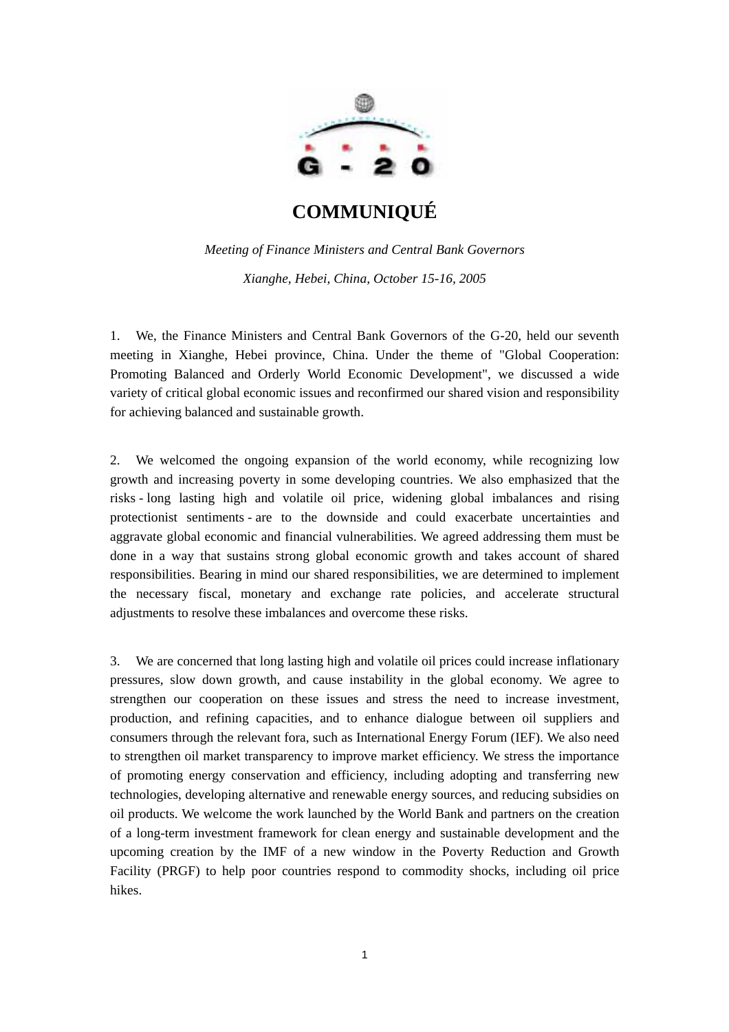# COMMUNIQUÉ

*Meeting of Finance Ministers and Central Bank Governors*

*Xianghe, Hebei, China, October 15-16, 2005*

1. We, the Finance Ministers and Central Bank Governors of the G-20, held our seventh meeting in Xianghe, Hebei province, China. Under the theme of "Global Cooperation: Promoting Balanced and Orderly World Economic Development", we discussed a wide variety of critical global economic issues and reconfirmed our shared vision and responsibility for achieving balanced and sustainable growth.

2. We welcomed the ongoing expansion of the world economy, while recognizing low growth and increasing poverty in some developing countries. We also emphasized that the risks - long lasting high and volatile oil price, widening global imbalances and rising protectionist sentiments - are to the downside and could exacerbate uncertainties and aggravate global economic and financial vulnerabilities. We agreed addressing them must be done in a way that sustains strong global economic growth and takes account of shared responsibilities. Bearing in mind our shared responsibilities, we are determined to implement the necessary fiscal, monetary and exchange rate policies, and accelerate structural adjustments to resolve these imbalances and overcome these risks.

3. We are concerned that long lasting high and volatile oil prices could increase inflationary pressures, slow down growth, and cause instability in the global economy. We agree to strengthen our cooperation on these issues and stress the need to increase investment, production, and refining capacities, and to enhance dialogue between oil suppliers and consumers through the relevant fora, such as International Energy Forum (IEF). We also need to strengthen oil market transparency to improve market efficiency. We stress the importance of promoting energy conservation and efficiency, including adopting and transferring new technologies, developing alternative and renewable energy sources, and reducing subsidies on oil products. We welcome the work launched by the World Bank and partners on the creation of a long-term investment framework for clean energy and sustainable development and the upcoming creation by the IMF of a new window in the Poverty Reduction and Growth Facility (PRGF) to help poor countries respond to commodity shocks, including oil price hikes.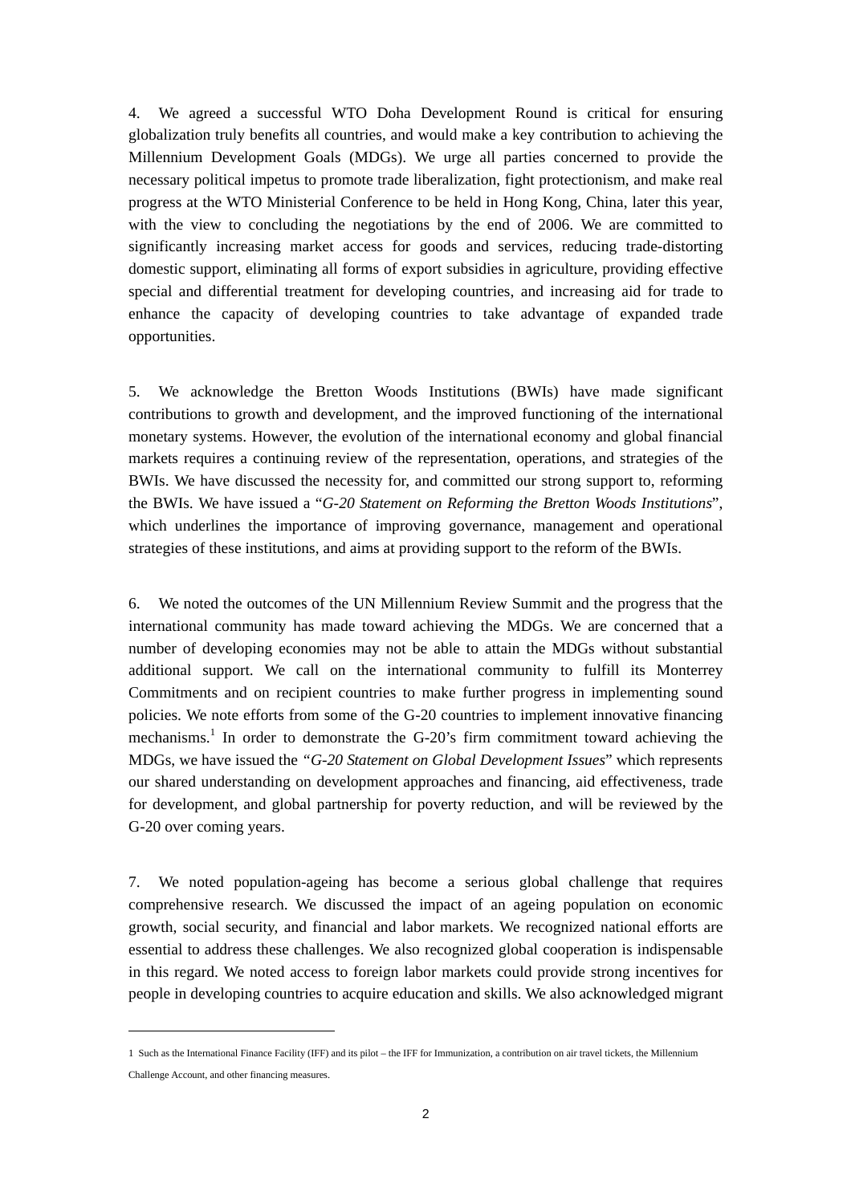4. We agreed a successful WTO Doha Development Round is critical for ensuring globalization truly benefits all countries, and would make a key contribution to achieving the Millennium Development Goals (MDGs). We urge all parties concerned to provide the necessary political impetus to promote trade liberalization, fight protectionism, and make real progress at the WTO Ministerial Conference to be held in Hong Kong, China, later this year, with the view to concluding the negotiations by the end of 2006. We are committed to significantly increasing market access for goods and services, reducing trade-distorting domestic support, eliminating all forms of export subsidies in agriculture, providing effective special and differential treatment for developing countries, and increasing aid for trade to enhance the capacity of developing countries to take advantage of expanded trade opportunities.

5. We acknowledge the Bretton Woods Institutions (BWIs) have made significant contributions to growth and development, and the improved functioning of the international monetary systems. However, the evolution of the international economy and global financial markets requires a continuing review of the representation, operations, and strategies of the BWIs. We have discussed the necessity for, and committed our strong support to, reforming the BWIs. We have issued a "*G-20 Statement on Reforming the Bretton Woods Institutions*", which underlines the importance of improving governance, management and operational strategies of these institutions, and aims at providing support to the reform of the BWIs.

6. We noted the outcomes of the UN Millennium Review Summit and the progress that the international community has made toward achieving the MDGs. We are concerned that a number of developing economies may not be able to attain the MDGs without substantial additional support. We call on the international community to fulfill its Monterrey Commitments and on recipient countries to make further progress in implementing sound policies. We note efforts from some of the G-20 countries to implement innovative financing mechanisms.[1] In order to demonstrate the G-20's firm commitment toward achieving the MDGs, we have issued the "*G-20 Statement on Global Development Issues*" which represents our shared understanding on development approaches and financing, aid effectiveness, trade for development, and global partnership for poverty reduction, and will be reviewed by the G-20 over coming years.

7. We noted population-ageing has become a serious global challenge that requires comprehensive research. We discussed the impact of an ageing population on economic growth, social security, and financial and labor markets. We recognized national efforts are essential to address these challenges. We also recognized global cooperation is indispensable in this regard. We noted access to foreign labor markets could provide strong incentives for people in developing countries to acquire education and skills. We also acknowledged migrant

---

1 Such as the International Finance Facility (IFF) and its pilot – the IFF for Immunization, a contribution on air travel tickets, the Millennium Challenge Account, and other financing measures.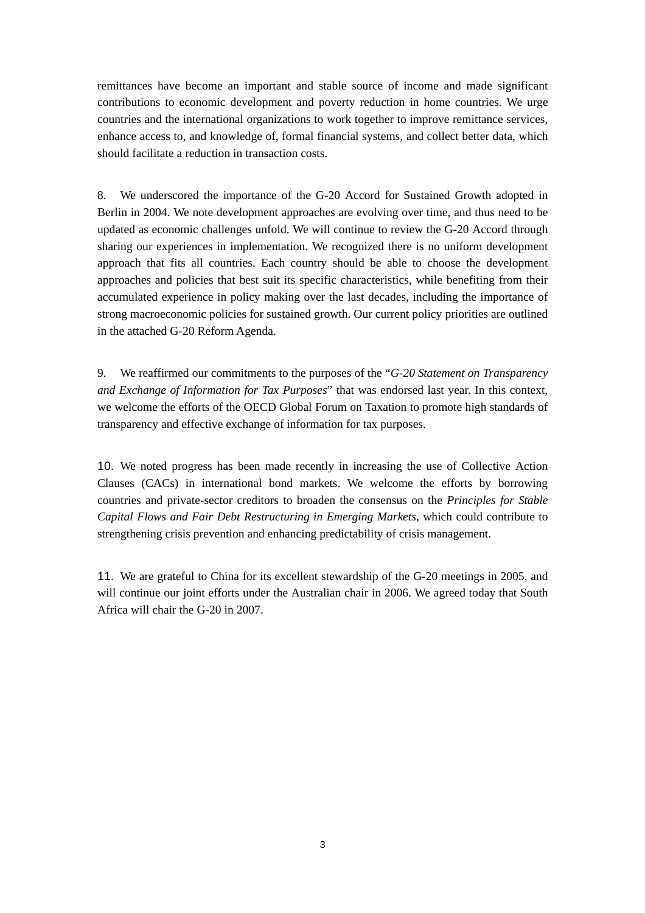remittances have become an important and stable source of income and made significant contributions to economic development and poverty reduction in home countries. We urge countries and the international organizations to work together to improve remittance services, enhance access to, and knowledge of, formal financial systems, and collect better data, which should facilitate a reduction in transaction costs.

8. We underscored the importance of the G-20 Accord for Sustained Growth adopted in Berlin in 2004. We note development approaches are evolving over time, and thus need to be updated as economic challenges unfold. We will continue to review the G-20 Accord through sharing our experiences in implementation. We recognized there is no uniform development approach that fits all countries. Each country should be able to choose the development approaches and policies that best suit its specific characteristics, while benefiting from their accumulated experience in policy making over the last decades, including the importance of strong macroeconomic policies for sustained growth. Our current policy priorities are outlined in the attached G-20 Reform Agenda.

9. We reaffirmed our commitments to the purposes of the "*G-20 Statement on Transparency and Exchange of Information for Tax Purposes*" that was endorsed last year. In this context, we welcome the efforts of the OECD Global Forum on Taxation to promote high standards of transparency and effective exchange of information for tax purposes.

10. We noted progress has been made recently in increasing the use of Collective Action Clauses (CACs) in international bond markets. We welcome the efforts by borrowing countries and private-sector creditors to broaden the consensus on the *Principles for Stable Capital Flows and Fair Debt Restructuring in Emerging Markets*, which could contribute to strengthening crisis prevention and enhancing predictability of crisis management.

11. We are grateful to China for its excellent stewardship of the G-20 meetings in 2005, and will continue our joint efforts under the Australian chair in 2006. We agreed today that South Africa will chair the G-20 in 2007.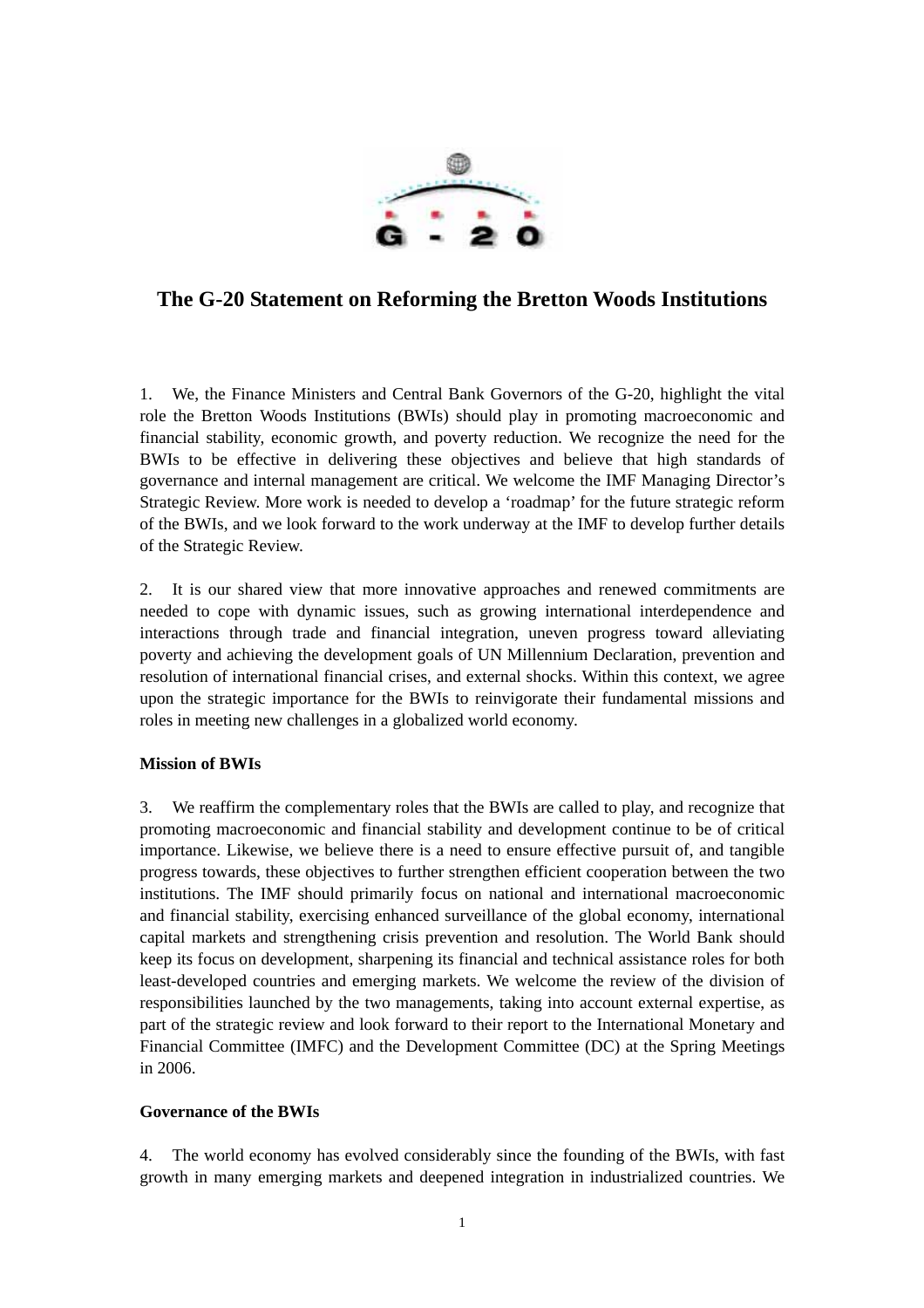# The G-20 Statement on Reforming the Bretton Woods Institutions

1. We, the Finance Ministers and Central Bank Governors of the G-20, highlight the vital role the Bretton Woods Institutions (BWIs) should play in promoting macroeconomic and financial stability, economic growth, and poverty reduction. We recognize the need for the BWIs to be effective in delivering these objectives and believe that high standards of governance and internal management are critical. We welcome the IMF Managing Director's Strategic Review. More work is needed to develop a 'roadmap' for the future strategic reform of the BWIs, and we look forward to the work underway at the IMF to develop further details of the Strategic Review.

2. It is our shared view that more innovative approaches and renewed commitments are needed to cope with dynamic issues, such as growing international interdependence and interactions through trade and financial integration, uneven progress toward alleviating poverty and achieving the development goals of UN Millennium Declaration, prevention and resolution of international financial crises, and external shocks. Within this context, we agree upon the strategic importance for the BWIs to reinvigorate their fundamental missions and roles in meeting new challenges in a globalized world economy.

**Mission of BWIs**

3. We reaffirm the complementary roles that the BWIs are called to play, and recognize that promoting macroeconomic and financial stability and development continue to be of critical importance. Likewise, we believe there is a need to ensure effective pursuit of, and tangible progress towards, these objectives to further strengthen efficient cooperation between the two institutions. The IMF should primarily focus on national and international macroeconomic and financial stability, exercising enhanced surveillance of the global economy, international capital markets and strengthening crisis prevention and resolution. The World Bank should keep its focus on development, sharpening its financial and technical assistance roles for both least-developed countries and emerging markets. We welcome the review of the division of responsibilities launched by the two managements, taking into account external expertise, as part of the strategic review and look forward to their report to the International Monetary and Financial Committee (IMFC) and the Development Committee (DC) at the Spring Meetings in 2006.

**Governance of the BWIs**

4. The world economy has evolved considerably since the founding of the BWIs, with fast growth in many emerging markets and deepened integration in industrialized countries. We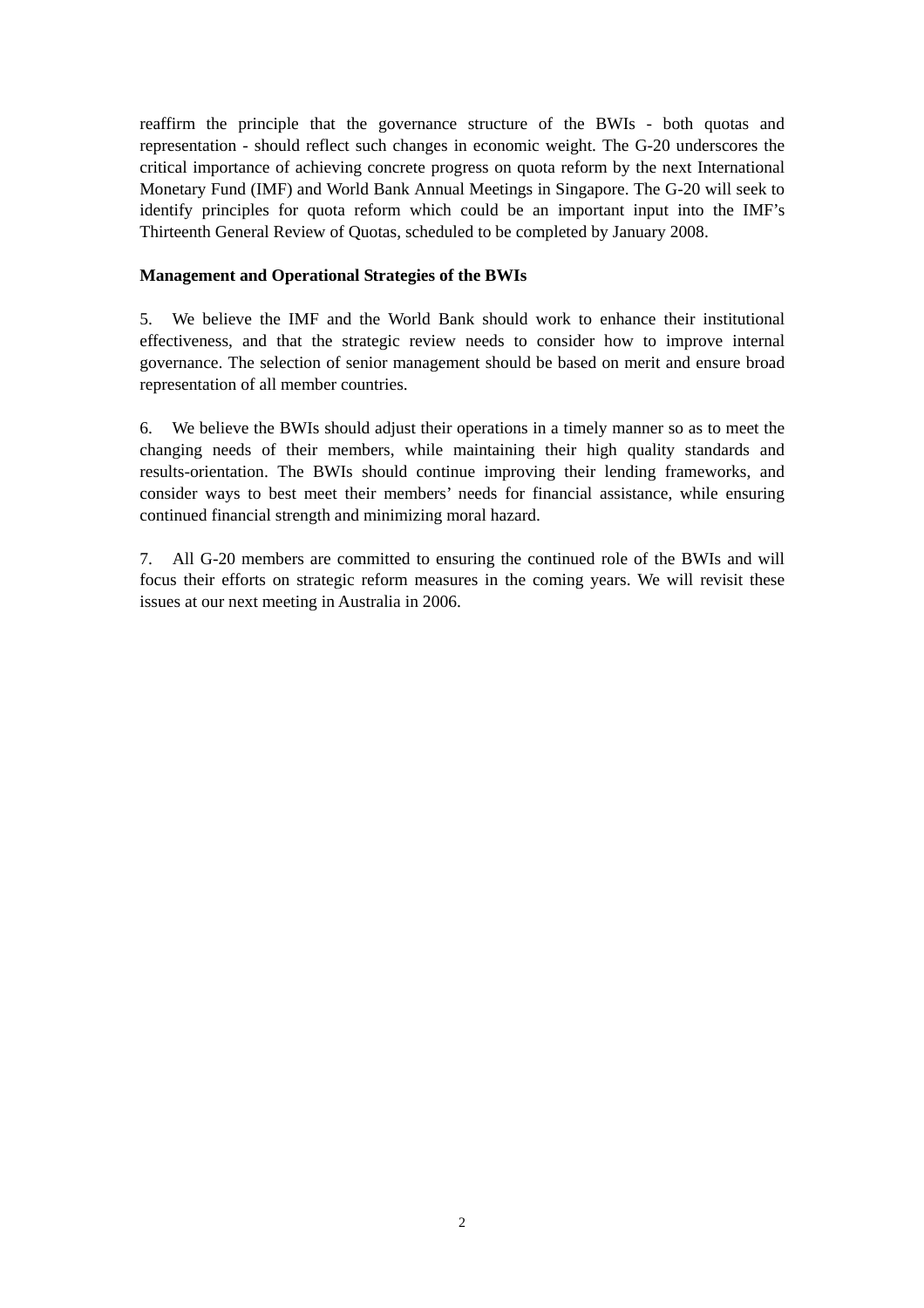reaffirm the principle that the governance structure of the BWIs - both quotas and representation - should reflect such changes in economic weight. The G-20 underscores the critical importance of achieving concrete progress on quota reform by the next International Monetary Fund (IMF) and World Bank Annual Meetings in Singapore. The G-20 will seek to identify principles for quota reform which could be an important input into the IMF's Thirteenth General Review of Quotas, scheduled to be completed by January 2008.

**Management and Operational Strategies of the BWIs**

5. We believe the IMF and the World Bank should work to enhance their institutional effectiveness, and that the strategic review needs to consider how to improve internal governance. The selection of senior management should be based on merit and ensure broad representation of all member countries.

6. We believe the BWIs should adjust their operations in a timely manner so as to meet the changing needs of their members, while maintaining their high quality standards and results-orientation. The BWIs should continue improving their lending frameworks, and consider ways to best meet their members' needs for financial assistance, while ensuring continued financial strength and minimizing moral hazard.

7. All G-20 members are committed to ensuring the continued role of the BWIs and will focus their efforts on strategic reform measures in the coming years. We will revisit these issues at our next meeting in Australia in 2006.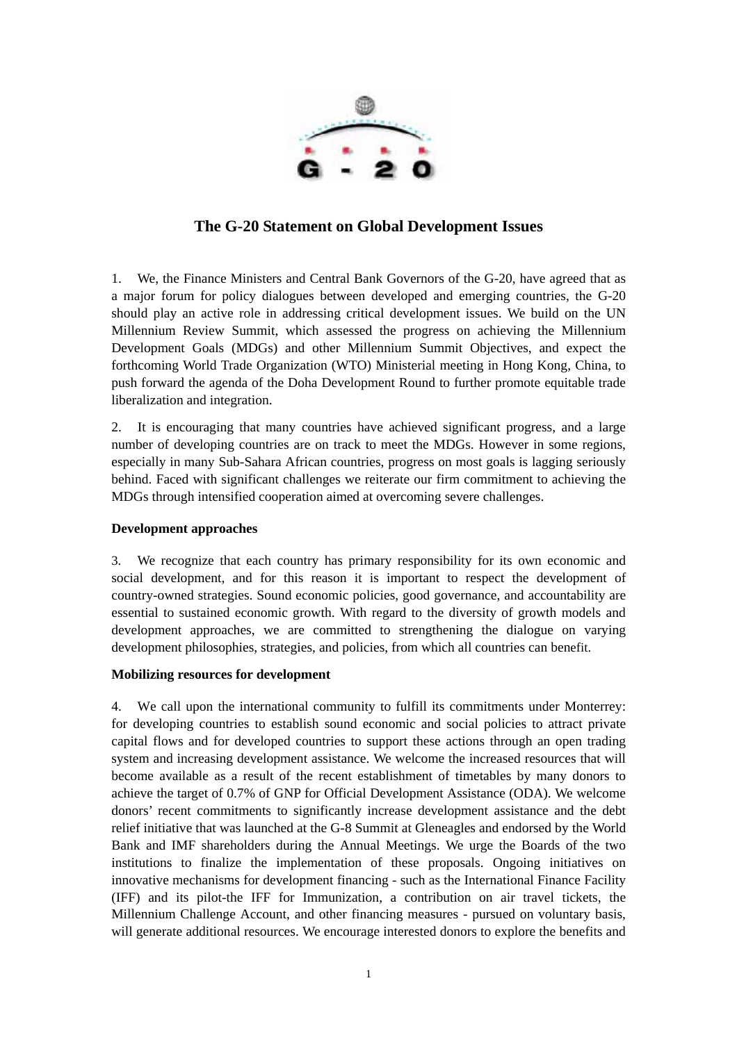## The G-20 Statement on Global Development Issues

1. We, the Finance Ministers and Central Bank Governors of the G-20, have agreed that as a major forum for policy dialogues between developed and emerging countries, the G-20 should play an active role in addressing critical development issues. We build on the UN Millennium Review Summit, which assessed the progress on achieving the Millennium Development Goals (MDGs) and other Millennium Summit Objectives, and expect the forthcoming World Trade Organization (WTO) Ministerial meeting in Hong Kong, China, to push forward the agenda of the Doha Development Round to further promote equitable trade liberalization and integration.

2. It is encouraging that many countries have achieved significant progress, and a large number of developing countries are on track to meet the MDGs. However in some regions, especially in many Sub-Sahara African countries, progress on most goals is lagging seriously behind. Faced with significant challenges we reiterate our firm commitment to achieving the MDGs through intensified cooperation aimed at overcoming severe challenges.

**Development approaches**

3. We recognize that each country has primary responsibility for its own economic and social development, and for this reason it is important to respect the development of country-owned strategies. Sound economic policies, good governance, and accountability are essential to sustained economic growth. With regard to the diversity of growth models and development approaches, we are committed to strengthening the dialogue on varying development philosophies, strategies, and policies, from which all countries can benefit.

**Mobilizing resources for development**

4. We call upon the international community to fulfill its commitments under Monterrey: for developing countries to establish sound economic and social policies to attract private capital flows and for developed countries to support these actions through an open trading system and increasing development assistance. We welcome the increased resources that will become available as a result of the recent establishment of timetables by many donors to achieve the target of 0.7% of GNP for Official Development Assistance (ODA). We welcome donors' recent commitments to significantly increase development assistance and the debt relief initiative that was launched at the G-8 Summit at Gleneagles and endorsed by the World Bank and IMF shareholders during the Annual Meetings. We urge the Boards of the two institutions to finalize the implementation of these proposals. Ongoing initiatives on innovative mechanisms for development financing - such as the International Finance Facility (IFF) and its pilot-the IFF for Immunization, a contribution on air travel tickets, the Millennium Challenge Account, and other financing measures - pursued on voluntary basis, will generate additional resources. We encourage interested donors to explore the benefits and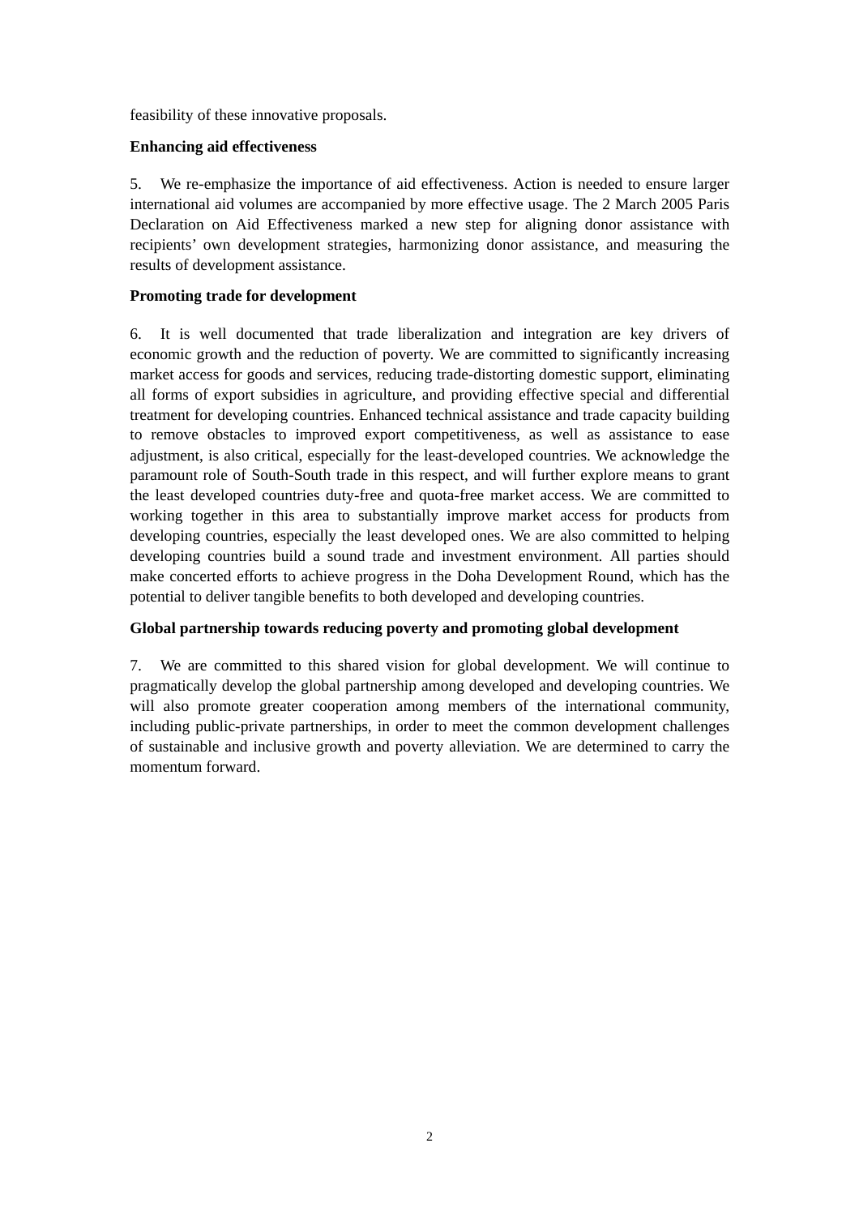feasibility of these innovative proposals.

**Enhancing aid effectiveness**

5. We re-emphasize the importance of aid effectiveness. Action is needed to ensure larger international aid volumes are accompanied by more effective usage. The 2 March 2005 Paris Declaration on Aid Effectiveness marked a new step for aligning donor assistance with recipients' own development strategies, harmonizing donor assistance, and measuring the results of development assistance.

**Promoting trade for development**

6. It is well documented that trade liberalization and integration are key drivers of economic growth and the reduction of poverty. We are committed to significantly increasing market access for goods and services, reducing trade-distorting domestic support, eliminating all forms of export subsidies in agriculture, and providing effective special and differential treatment for developing countries. Enhanced technical assistance and trade capacity building to remove obstacles to improved export competitiveness, as well as assistance to ease adjustment, is also critical, especially for the least-developed countries. We acknowledge the paramount role of South-South trade in this respect, and will further explore means to grant the least developed countries duty-free and quota-free market access. We are committed to working together in this area to substantially improve market access for products from developing countries, especially the least developed ones. We are also committed to helping developing countries build a sound trade and investment environment. All parties should make concerted efforts to achieve progress in the Doha Development Round, which has the potential to deliver tangible benefits to both developed and developing countries.

**Global partnership towards reducing poverty and promoting global development**

7. We are committed to this shared vision for global development. We will continue to pragmatically develop the global partnership among developed and developing countries. We will also promote greater cooperation among members of the international community, including public-private partnerships, in order to meet the common development challenges of sustainable and inclusive growth and poverty alleviation. We are determined to carry the momentum forward.